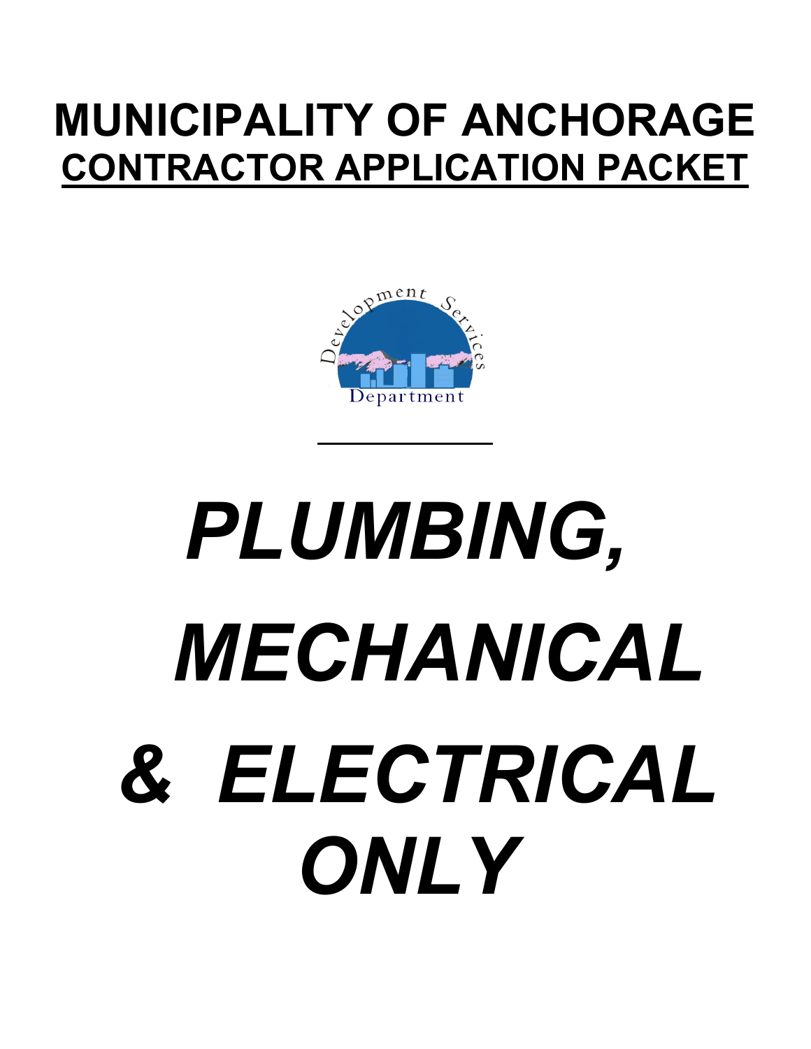# MUNICIPALITY OF ANCHORAGE

## CONTRACTOR APPLICATION PACKET

Development Services Department

# *PLUMBING, MECHANICAL & ELECTRICAL ONLY*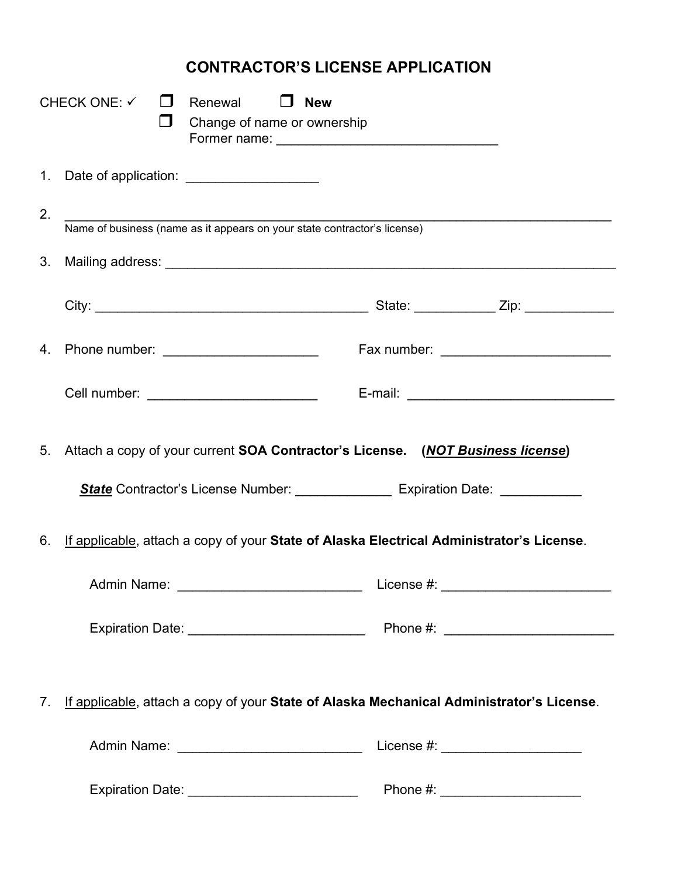# CONTRACTOR'S LICENSE APPLICATION

CHECK ONE: ✓ ❒ Renewal ❒ **New**

❒ Change of name or ownership
Former name: ______________________________

1. Date of application: __________________

2. ________________________________________________________________________
Name of business (name as it appears on your state contractor's license)

3. Mailing address: ______________________________________________________________

   City: _____________________________________ State: ___________ Zip: ____________

4. Phone number: _____________________ Fax number: _______________________

   Cell number: ______________________ E-mail: ____________________________

5. Attach a copy of your current **SOA Contractor's License.** **(*NOT Business license*)**

   ***State*** Contractor's License Number: _____________ Expiration Date: ___________

6. If applicable, attach a copy of your **State of Alaska Electrical Administrator's License**.

   Admin Name: _________________________ License #: _______________________

   Expiration Date: ________________________ Phone #: _______________________

7. If applicable, attach a copy of your **State of Alaska Mechanical Administrator's License**.

   Admin Name: _________________________ License #: ___________________

   Expiration Date: _______________________ Phone #: ___________________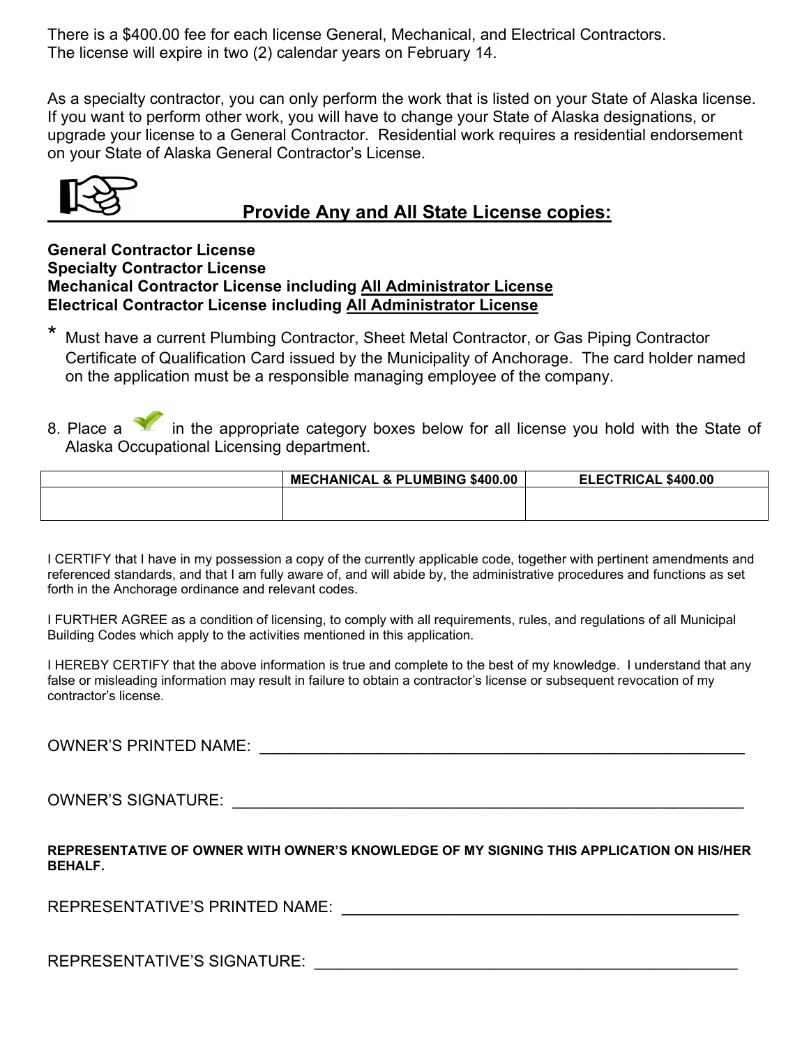There is a $400.00 fee for each license General, Mechanical, and Electrical Contractors. The license will expire in two (2) calendar years on February 14.

As a specialty contractor, you can only perform the work that is listed on your State of Alaska license. If you want to perform other work, you will have to change your State of Alaska designations, or upgrade your license to a General Contractor. Residential work requires a residential endorsement on your State of Alaska General Contractor's License.

## Provide Any and All State License copies:

**General Contractor License**
**Specialty Contractor License**
**Mechanical Contractor License including All Administrator License**
**Electrical Contractor License including All Administrator License**

\* Must have a current Plumbing Contractor, Sheet Metal Contractor, or Gas Piping Contractor Certificate of Qualification Card issued by the Municipality of Anchorage. The card holder named on the application must be a responsible managing employee of the company.

8. Place a ✓ in the appropriate category boxes below for all license you hold with the State of Alaska Occupational Licensing department.

| | MECHANICAL & PLUMBING $400.00 | ELECTRICAL $400.00 |
|---|---|---|
| | | |

I CERTIFY that I have in my possession a copy of the currently applicable code, together with pertinent amendments and referenced standards, and that I am fully aware of, and will abide by, the administrative procedures and functions as set forth in the Anchorage ordinance and relevant codes.

I FURTHER AGREE as a condition of licensing, to comply with all requirements, rules, and regulations of all Municipal Building Codes which apply to the activities mentioned in this application.

I HEREBY CERTIFY that the above information is true and complete to the best of my knowledge. I understand that any false or misleading information may result in failure to obtain a contractor's license or subsequent revocation of my contractor's license.

OWNER'S PRINTED NAME: ____________________________________________

OWNER'S SIGNATURE: ____________________________________________

**REPRESENTATIVE OF OWNER WITH OWNER'S KNOWLEDGE OF MY SIGNING THIS APPLICATION ON HIS/HER BEHALF.**

REPRESENTATIVE'S PRINTED NAME: ____________________________________

REPRESENTATIVE'S SIGNATURE: ______________________________________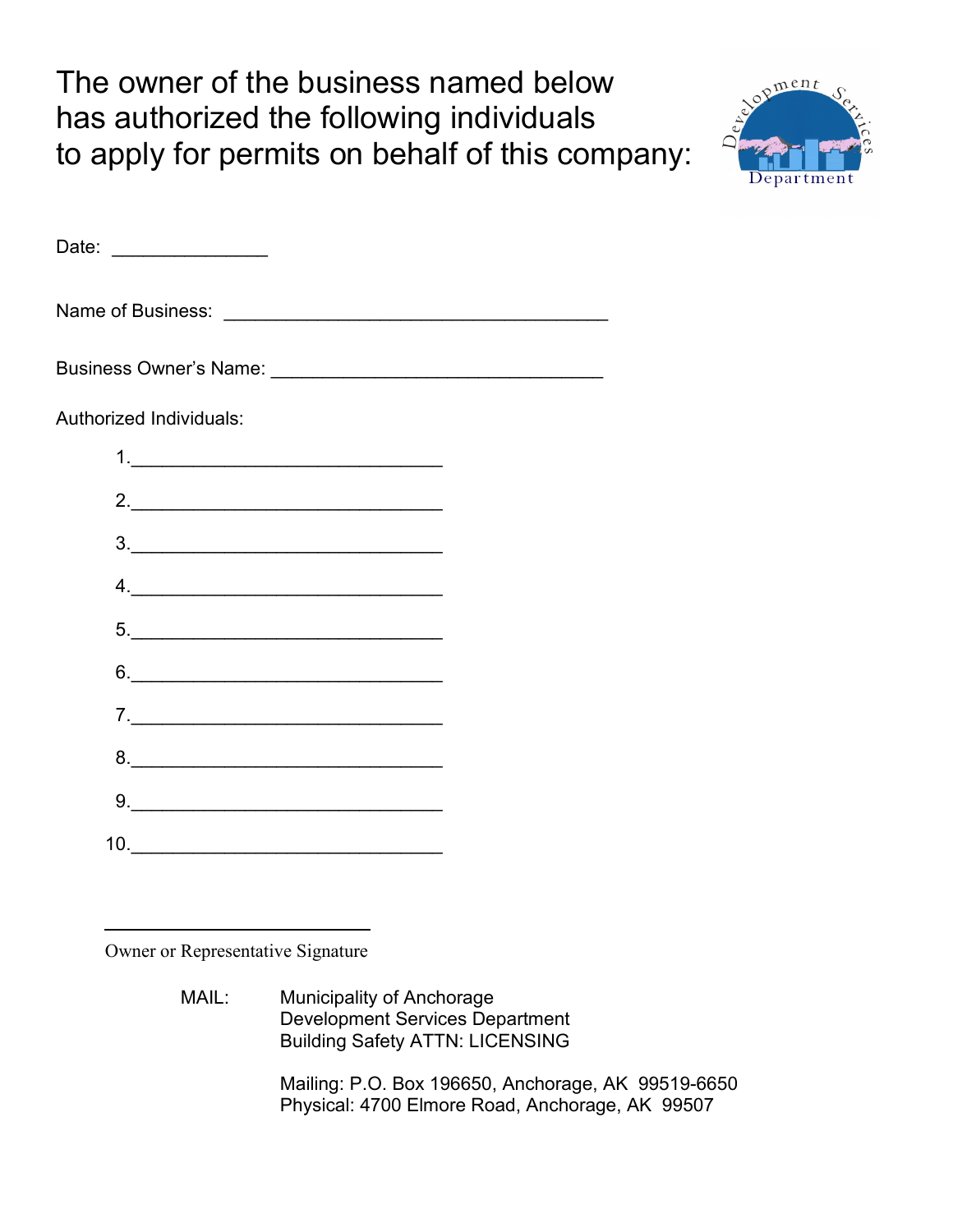# The owner of the business named below has authorized the following individuals to apply for permits on behalf of this company:

Date: _______________

Name of Business: _____________________________________

Business Owner's Name: ________________________________

Authorized Individuals:

1.______________________________

2.______________________________

3.______________________________

4.______________________________

5.______________________________

6.______________________________

7.______________________________

8.______________________________

9.______________________________

10.______________________________

__________________________

Owner or Representative Signature

MAIL: Municipality of Anchorage
Development Services Department
Building Safety ATTN: LICENSING

Mailing: P.O. Box 196650, Anchorage, AK 99519-6650
Physical: 4700 Elmore Road, Anchorage, AK 99507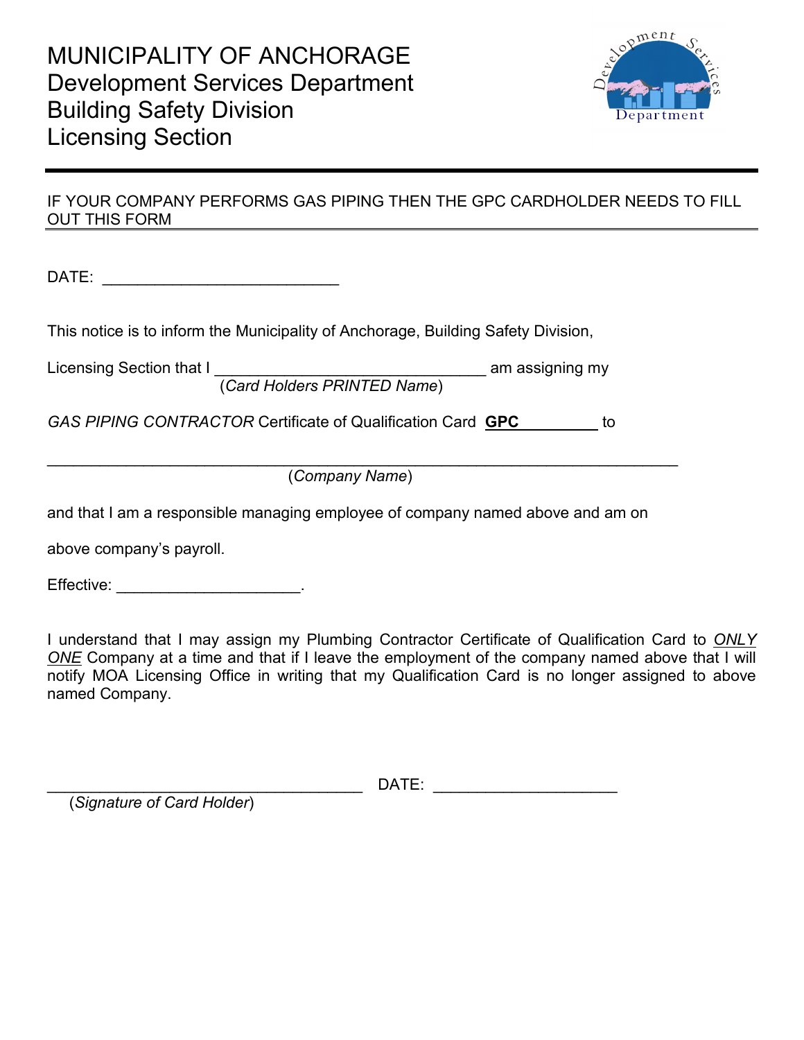# MUNICIPALITY OF ANCHORAGE
## Development Services Department
## Building Safety Division
## Licensing Section

IF YOUR COMPANY PERFORMS GAS PIPING THEN THE GPC CARDHOLDER NEEDS TO FILL OUT THIS FORM

DATE: ___________________________

This notice is to inform the Municipality of Anchorage, Building Safety Division,

Licensing Section that I _______________________________ am assigning my
(*Card Holders PRINTED Name*)

*GAS PIPING CONTRACTOR* Certificate of Qualification Card **GPC**_________ to

________________________________________________________________________
(*Company Name*)

and that I am a responsible managing employee of company named above and am on

above company's payroll.

Effective: _____________________.

I understand that I may assign my Plumbing Contractor Certificate of Qualification Card to *ONLY ONE* Company at a time and that if I leave the employment of the company named above that I will notify MOA Licensing Office in writing that my Qualification Card is no longer assigned to above named Company.

____________________________________ DATE: _____________________
(*Signature of Card Holder*)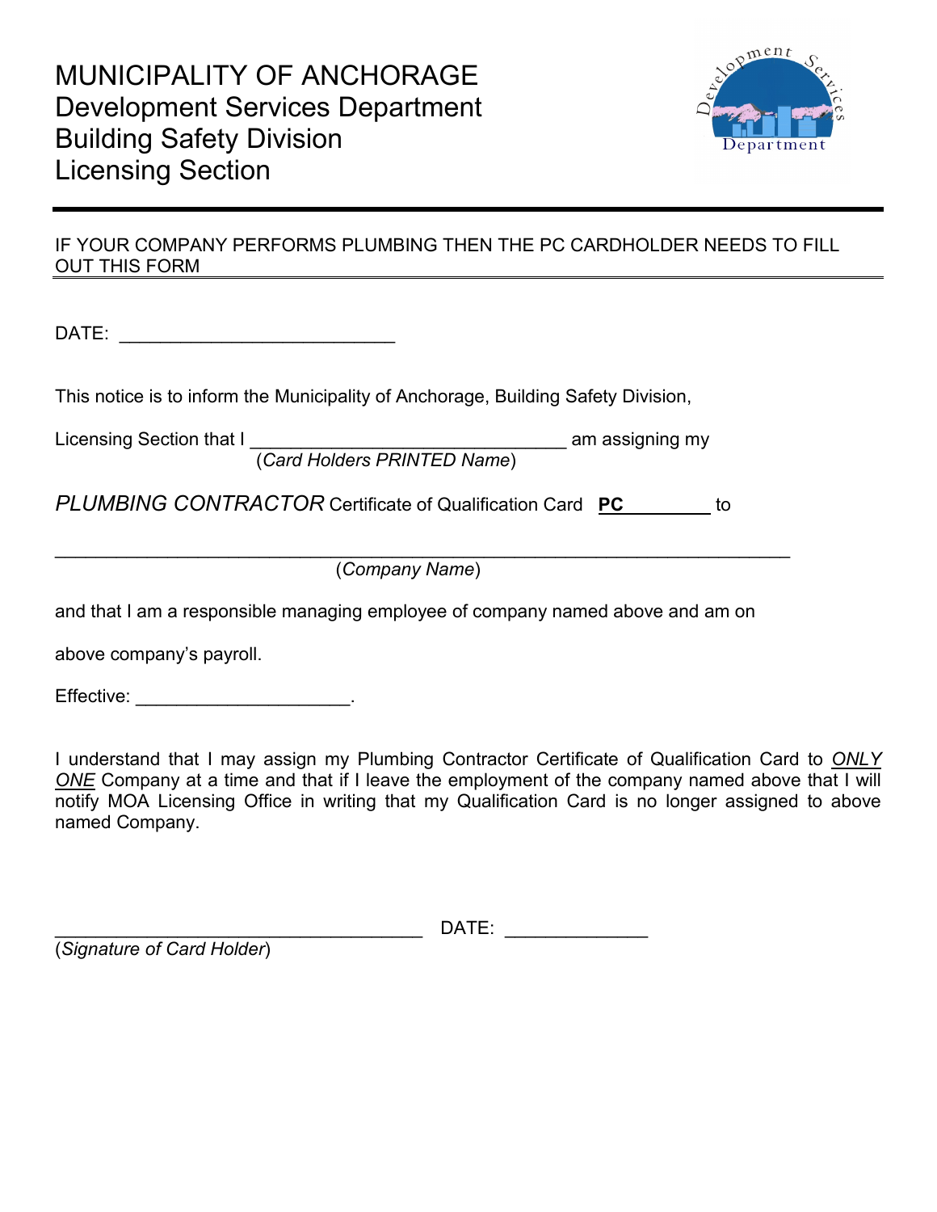# MUNICIPALITY OF ANCHORAGE
## Development Services Department
## Building Safety Division
## Licensing Section

---

IF YOUR COMPANY PERFORMS PLUMBING THEN THE PC CARDHOLDER NEEDS TO FILL OUT THIS FORM

DATE: ___________________________

This notice is to inform the Municipality of Anchorage, Building Safety Division,

Licensing Section that I _______________________________ am assigning my
(*Card Holders PRINTED Name*)

*PLUMBING CONTRACTOR* Certificate of Qualification Card **PC**________ to

_________________________________________________________________________
(*Company Name*)

and that I am a responsible managing employee of company named above and am on

above company's payroll.

Effective: _____________________.

I understand that I may assign my Plumbing Contractor Certificate of Qualification Card to ***ONLY ONE*** Company at a time and that if I leave the employment of the company named above that I will notify MOA Licensing Office in writing that my Qualification Card is no longer assigned to above named Company.

____________________________________ DATE: ______________
(*Signature of Card Holder*)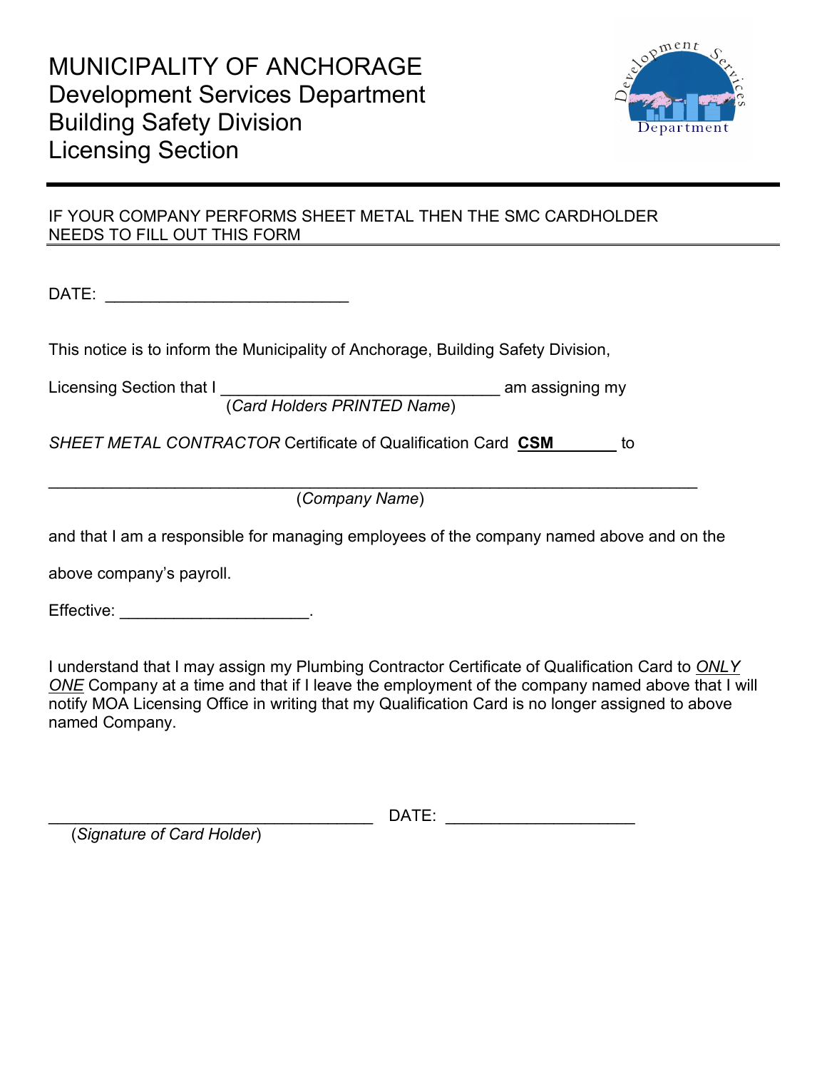# MUNICIPALITY OF ANCHORAGE
## Development Services Department
## Building Safety Division
## Licensing Section

---

IF YOUR COMPANY PERFORMS SHEET METAL THEN THE SMC CARDHOLDER NEEDS TO FILL OUT THIS FORM

DATE: ___________________________

This notice is to inform the Municipality of Anchorage, Building Safety Division,

Licensing Section that I _______________________________ am assigning my
(*Card Holders PRINTED Name*)

*SHEET METAL CONTRACTOR* Certificate of Qualification Card **CSM_______** to

_________________________________________________________________________
(*Company Name*)

and that I am a responsible for managing employees of the company named above and on the

above company's payroll.

Effective: _____________________.

I understand that I may assign my Plumbing Contractor Certificate of Qualification Card to *ONLY ONE* Company at a time and that if I leave the employment of the company named above that I will notify MOA Licensing Office in writing that my Qualification Card is no longer assigned to above named Company.

____________________________________ DATE: _____________________
(*Signature of Card Holder*)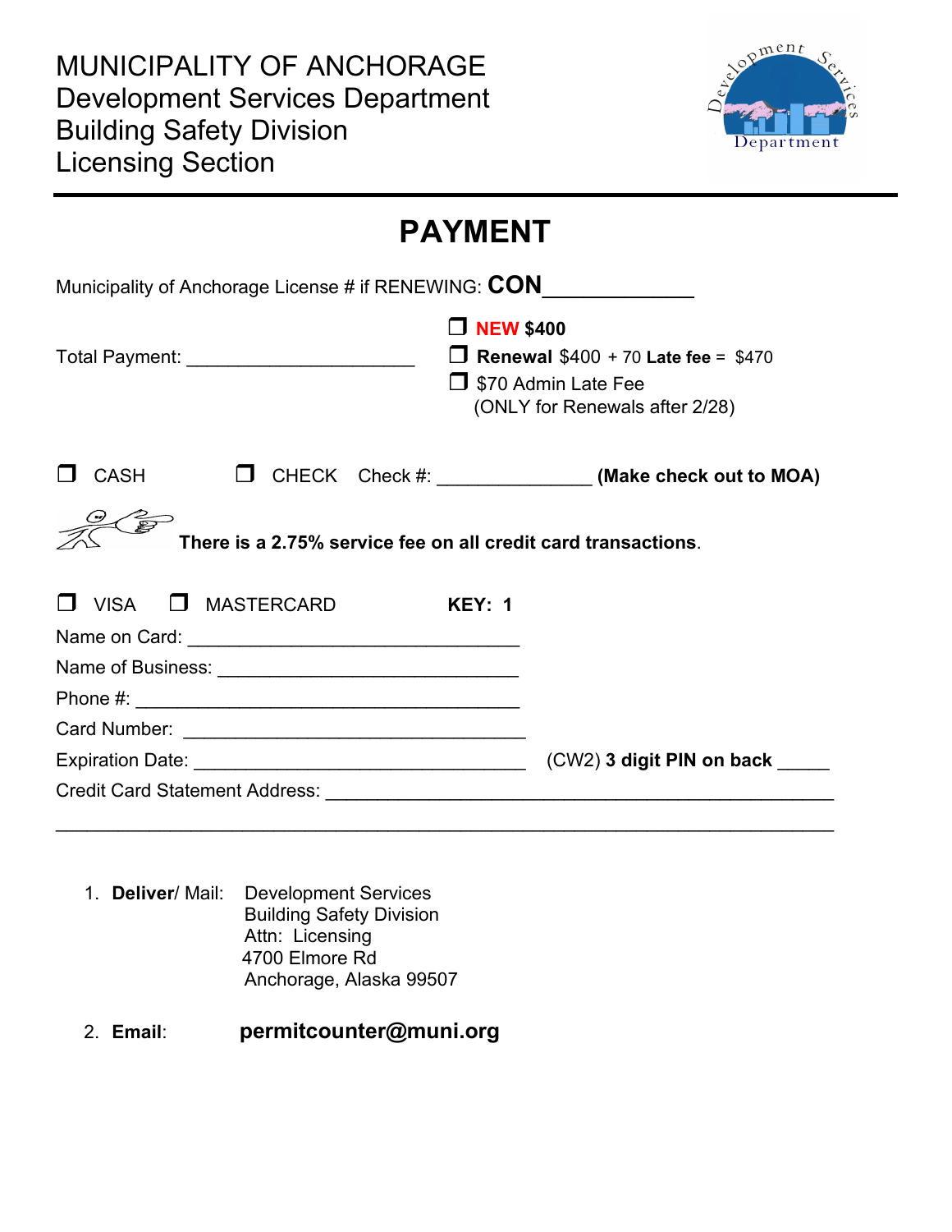MUNICIPALITY OF ANCHORAGE
Development Services Department
Building Safety Division
Licensing Section

# PAYMENT

Municipality of Anchorage License # if RENEWING: **CON**_____________

Total Payment: ______________________

- ❒ **NEW $400**
- ❒ **Renewal** $400 + 70 **Late fee** = $470
- ❒ $70 Admin Late Fee (ONLY for Renewals after 2/28)

❒ CASH ❒ CHECK Check #: _______________ **(Make check out to MOA)**

**There is a 2.75% service fee on all credit card transactions.**

❒ VISA ❒ MASTERCARD **KEY: 1**

Name on Card: ________________________________

Name of Business: ______________________________

Phone #: _______________________________________

Card Number: __________________________________

Expiration Date: ________________________________ (CW2) **3 digit PIN on back** _____

Credit Card Statement Address: _______________________________________________

___________________________________________________________________________

1. **Deliver**/ Mail: Development Services
   Building Safety Division
   Attn: Licensing
   4700 Elmore Rd
   Anchorage, Alaska 99507

2. **Email**: **permitcounter@muni.org**